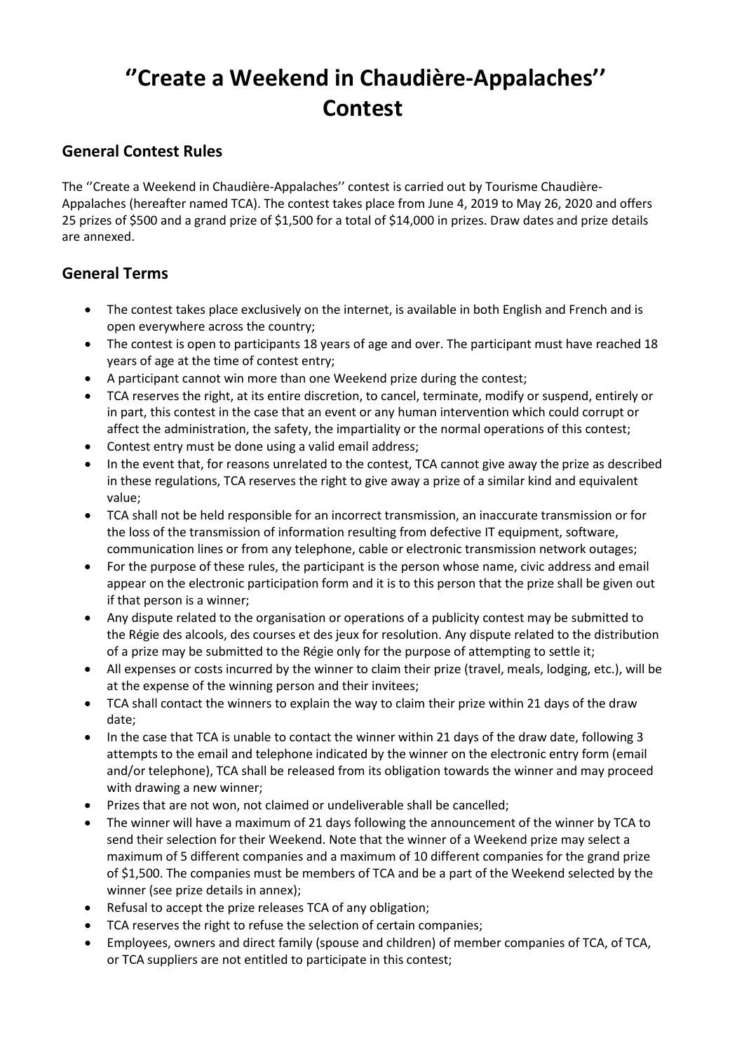# ''Create a Weekend in Chaudière-Appalaches'' Contest

## General Contest Rules

The ''Create a Weekend in Chaudière-Appalaches'' contest is carried out by Tourisme Chaudière-Appalaches (hereafter named TCA). The contest takes place from June 4, 2019 to May 26, 2020 and offers 25 prizes of $500 and a grand prize of $1,500 for a total of $14,000 in prizes. Draw dates and prize details are annexed.

## General Terms

- The contest takes place exclusively on the internet, is available in both English and French and is open everywhere across the country;
- The contest is open to participants 18 years of age and over. The participant must have reached 18 years of age at the time of contest entry;
- A participant cannot win more than one Weekend prize during the contest;
- TCA reserves the right, at its entire discretion, to cancel, terminate, modify or suspend, entirely or in part, this contest in the case that an event or any human intervention which could corrupt or affect the administration, the safety, the impartiality or the normal operations of this contest;
- Contest entry must be done using a valid email address;
- In the event that, for reasons unrelated to the contest, TCA cannot give away the prize as described in these regulations, TCA reserves the right to give away a prize of a similar kind and equivalent value;
- TCA shall not be held responsible for an incorrect transmission, an inaccurate transmission or for the loss of the transmission of information resulting from defective IT equipment, software, communication lines or from any telephone, cable or electronic transmission network outages;
- For the purpose of these rules, the participant is the person whose name, civic address and email appear on the electronic participation form and it is to this person that the prize shall be given out if that person is a winner;
- Any dispute related to the organisation or operations of a publicity contest may be submitted to the Régie des alcools, des courses et des jeux for resolution. Any dispute related to the distribution of a prize may be submitted to the Régie only for the purpose of attempting to settle it;
- All expenses or costs incurred by the winner to claim their prize (travel, meals, lodging, etc.), will be at the expense of the winning person and their invitees;
- TCA shall contact the winners to explain the way to claim their prize within 21 days of the draw date;
- In the case that TCA is unable to contact the winner within 21 days of the draw date, following 3 attempts to the email and telephone indicated by the winner on the electronic entry form (email and/or telephone), TCA shall be released from its obligation towards the winner and may proceed with drawing a new winner;
- Prizes that are not won, not claimed or undeliverable shall be cancelled;
- The winner will have a maximum of 21 days following the announcement of the winner by TCA to send their selection for their Weekend. Note that the winner of a Weekend prize may select a maximum of 5 different companies and a maximum of 10 different companies for the grand prize of $1,500. The companies must be members of TCA and be a part of the Weekend selected by the winner (see prize details in annex);
- Refusal to accept the prize releases TCA of any obligation;
- TCA reserves the right to refuse the selection of certain companies;
- Employees, owners and direct family (spouse and children) of member companies of TCA, of TCA, or TCA suppliers are not entitled to participate in this contest;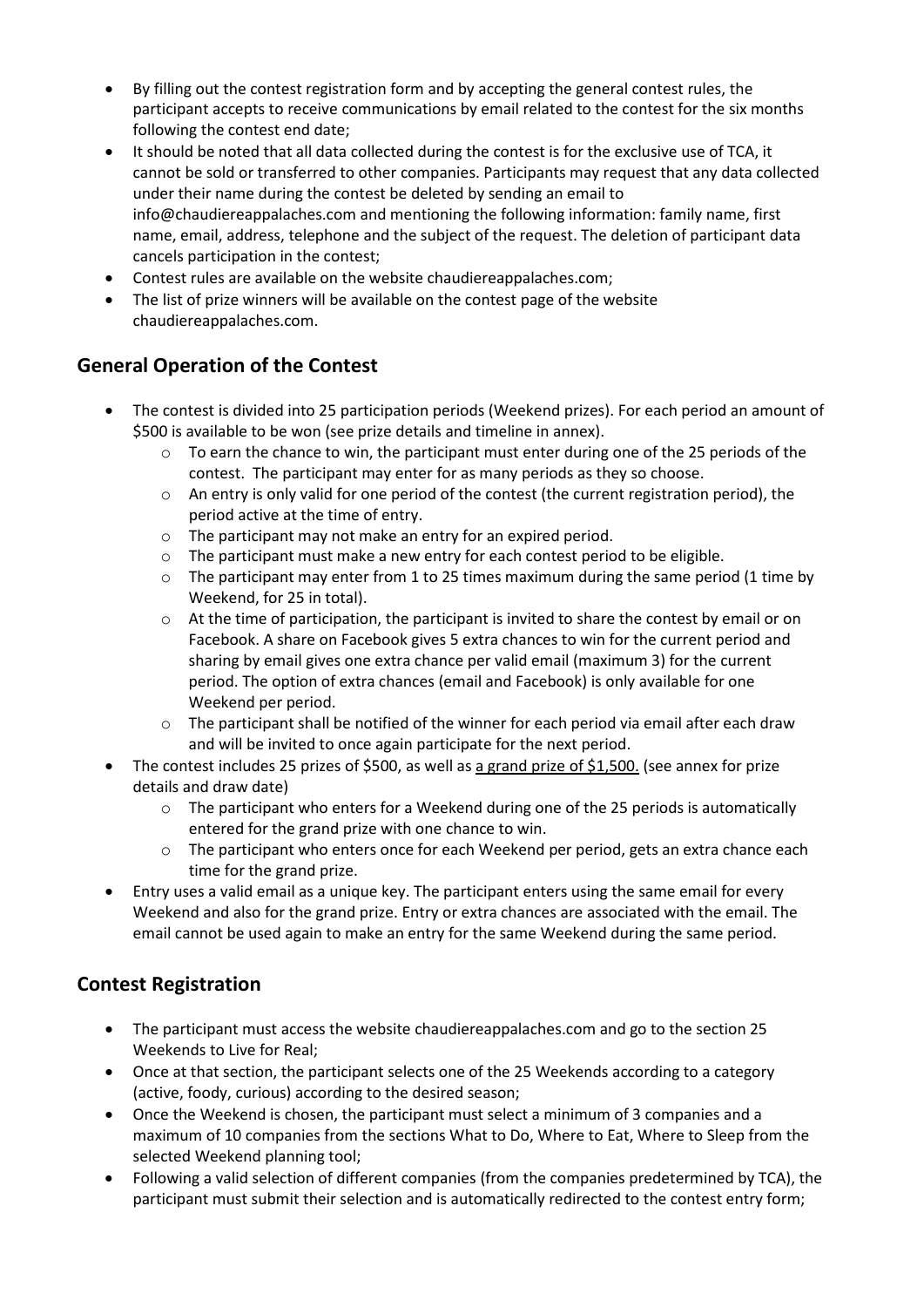- By filling out the contest registration form and by accepting the general contest rules, the participant accepts to receive communications by email related to the contest for the six months following the contest end date;
- It should be noted that all data collected during the contest is for the exclusive use of TCA, it cannot be sold or transferred to other companies. Participants may request that any data collected under their name during the contest be deleted by sending an email to info@chaudiereappalaches.com and mentioning the following information: family name, first name, email, address, telephone and the subject of the request. The deletion of participant data cancels participation in the contest;
- Contest rules are available on the website chaudiereappalaches.com;
- The list of prize winners will be available on the contest page of the website chaudiereappalaches.com.

## General Operation of the Contest

- The contest is divided into 25 participation periods (Weekend prizes). For each period an amount of $500 is available to be won (see prize details and timeline in annex).
  - To earn the chance to win, the participant must enter during one of the 25 periods of the contest. The participant may enter for as many periods as they so choose.
  - An entry is only valid for one period of the contest (the current registration period), the period active at the time of entry.
  - The participant may not make an entry for an expired period.
  - The participant must make a new entry for each contest period to be eligible.
  - The participant may enter from 1 to 25 times maximum during the same period (1 time by Weekend, for 25 in total).
  - At the time of participation, the participant is invited to share the contest by email or on Facebook. A share on Facebook gives 5 extra chances to win for the current period and sharing by email gives one extra chance per valid email (maximum 3) for the current period. The option of extra chances (email and Facebook) is only available for one Weekend per period.
  - The participant shall be notified of the winner for each period via email after each draw and will be invited to once again participate for the next period.
- The contest includes 25 prizes of $500, as well as <u>a grand prize of $1,500.</u> (see annex for prize details and draw date)
  - The participant who enters for a Weekend during one of the 25 periods is automatically entered for the grand prize with one chance to win.
  - The participant who enters once for each Weekend per period, gets an extra chance each time for the grand prize.
- Entry uses a valid email as a unique key. The participant enters using the same email for every Weekend and also for the grand prize. Entry or extra chances are associated with the email. The email cannot be used again to make an entry for the same Weekend during the same period.

## Contest Registration

- The participant must access the website chaudiereappalaches.com and go to the section 25 Weekends to Live for Real;
- Once at that section, the participant selects one of the 25 Weekends according to a category (active, foody, curious) according to the desired season;
- Once the Weekend is chosen, the participant must select a minimum of 3 companies and a maximum of 10 companies from the sections What to Do, Where to Eat, Where to Sleep from the selected Weekend planning tool;
- Following a valid selection of different companies (from the companies predetermined by TCA), the participant must submit their selection and is automatically redirected to the contest entry form;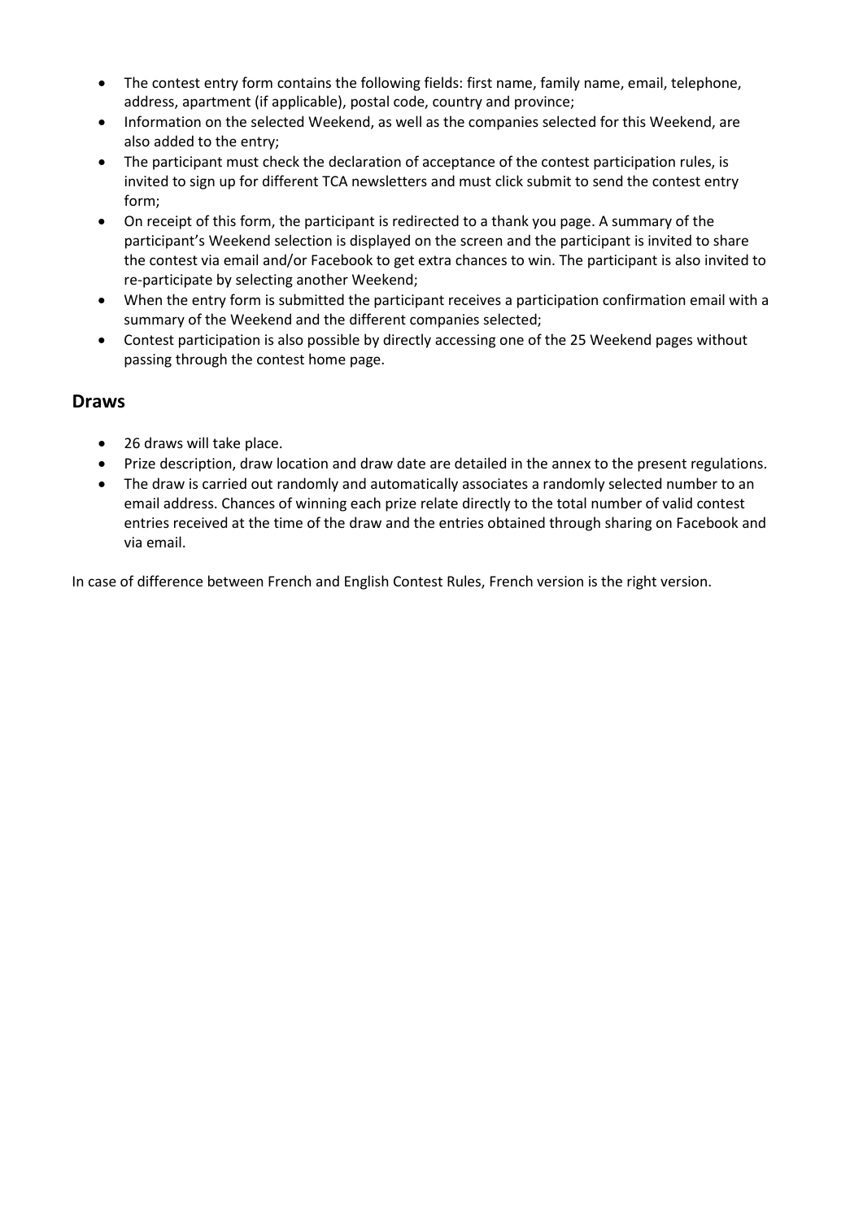- The contest entry form contains the following fields: first name, family name, email, telephone, address, apartment (if applicable), postal code, country and province;
- Information on the selected Weekend, as well as the companies selected for this Weekend, are also added to the entry;
- The participant must check the declaration of acceptance of the contest participation rules, is invited to sign up for different TCA newsletters and must click submit to send the contest entry form;
- On receipt of this form, the participant is redirected to a thank you page. A summary of the participant's Weekend selection is displayed on the screen and the participant is invited to share the contest via email and/or Facebook to get extra chances to win. The participant is also invited to re-participate by selecting another Weekend;
- When the entry form is submitted the participant receives a participation confirmation email with a summary of the Weekend and the different companies selected;
- Contest participation is also possible by directly accessing one of the 25 Weekend pages without passing through the contest home page.

## Draws

- 26 draws will take place.
- Prize description, draw location and draw date are detailed in the annex to the present regulations.
- The draw is carried out randomly and automatically associates a randomly selected number to an email address. Chances of winning each prize relate directly to the total number of valid contest entries received at the time of the draw and the entries obtained through sharing on Facebook and via email.

In case of difference between French and English Contest Rules, French version is the right version.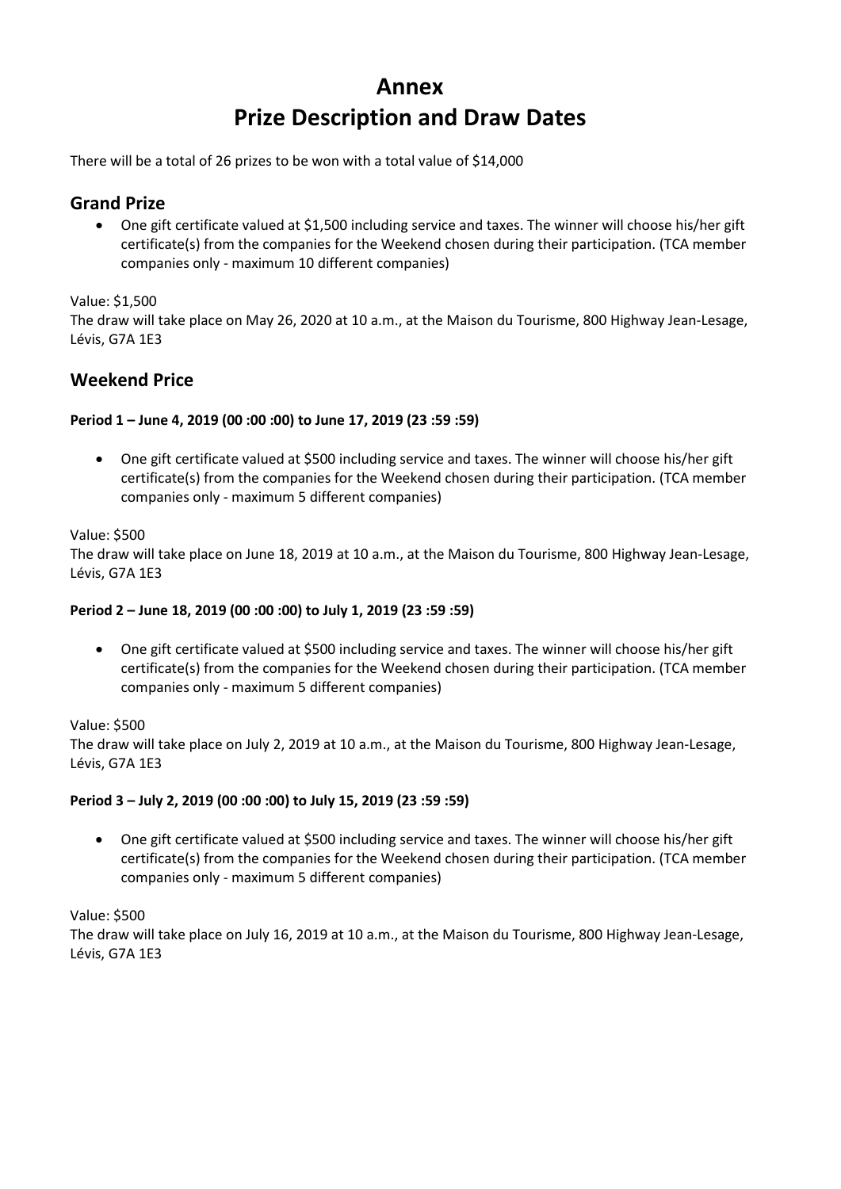# Annex
# Prize Description and Draw Dates

There will be a total of 26 prizes to be won with a total value of $14,000

## Grand Prize

- One gift certificate valued at $1,500 including service and taxes. The winner will choose his/her gift certificate(s) from the companies for the Weekend chosen during their participation. (TCA member companies only - maximum 10 different companies)

Value: $1,500
The draw will take place on May 26, 2020 at 10 a.m., at the Maison du Tourisme, 800 Highway Jean-Lesage, Lévis, G7A 1E3

## Weekend Price

**Period 1 – June 4, 2019 (00 :00 :00) to June 17, 2019 (23 :59 :59)**

- One gift certificate valued at $500 including service and taxes. The winner will choose his/her gift certificate(s) from the companies for the Weekend chosen during their participation. (TCA member companies only - maximum 5 different companies)

Value: $500
The draw will take place on June 18, 2019 at 10 a.m., at the Maison du Tourisme, 800 Highway Jean-Lesage, Lévis, G7A 1E3

**Period 2 – June 18, 2019 (00 :00 :00) to July 1, 2019 (23 :59 :59)**

- One gift certificate valued at $500 including service and taxes. The winner will choose his/her gift certificate(s) from the companies for the Weekend chosen during their participation. (TCA member companies only - maximum 5 different companies)

Value: $500
The draw will take place on July 2, 2019 at 10 a.m., at the Maison du Tourisme, 800 Highway Jean-Lesage, Lévis, G7A 1E3

**Period 3 – July 2, 2019 (00 :00 :00) to July 15, 2019 (23 :59 :59)**

- One gift certificate valued at $500 including service and taxes. The winner will choose his/her gift certificate(s) from the companies for the Weekend chosen during their participation. (TCA member companies only - maximum 5 different companies)

Value: $500
The draw will take place on July 16, 2019 at 10 a.m., at the Maison du Tourisme, 800 Highway Jean-Lesage, Lévis, G7A 1E3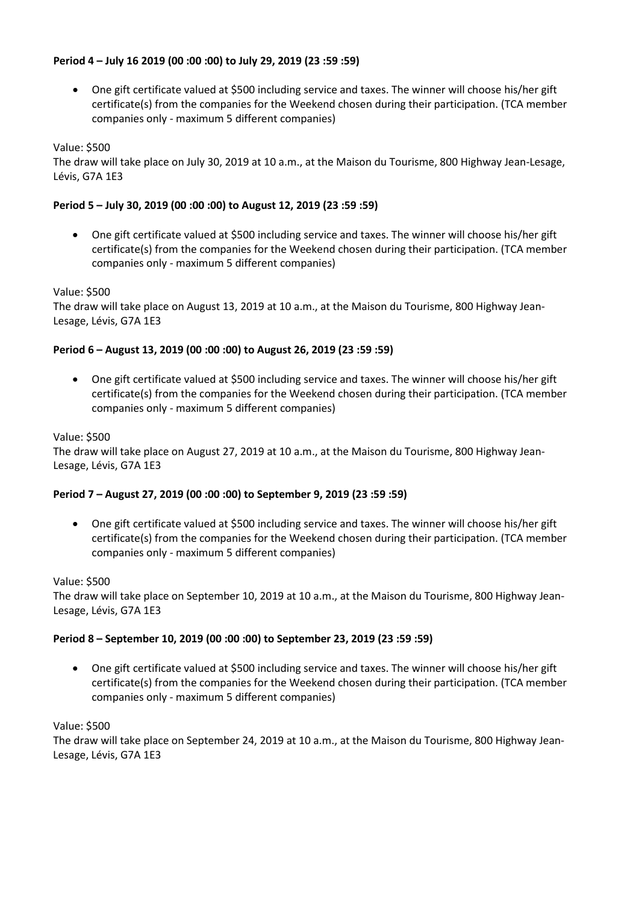**Period 4 – July 16 2019 (00 :00 :00) to July 29, 2019 (23 :59 :59)**

- One gift certificate valued at $500 including service and taxes. The winner will choose his/her gift certificate(s) from the companies for the Weekend chosen during their participation. (TCA member companies only - maximum 5 different companies)

Value: $500
The draw will take place on July 30, 2019 at 10 a.m., at the Maison du Tourisme, 800 Highway Jean-Lesage, Lévis, G7A 1E3

**Period 5 – July 30, 2019 (00 :00 :00) to August 12, 2019 (23 :59 :59)**

- One gift certificate valued at $500 including service and taxes. The winner will choose his/her gift certificate(s) from the companies for the Weekend chosen during their participation. (TCA member companies only - maximum 5 different companies)

Value: $500
The draw will take place on August 13, 2019 at 10 a.m., at the Maison du Tourisme, 800 Highway Jean-Lesage, Lévis, G7A 1E3

**Period 6 – August 13, 2019 (00 :00 :00) to August 26, 2019 (23 :59 :59)**

- One gift certificate valued at $500 including service and taxes. The winner will choose his/her gift certificate(s) from the companies for the Weekend chosen during their participation. (TCA member companies only - maximum 5 different companies)

Value: $500
The draw will take place on August 27, 2019 at 10 a.m., at the Maison du Tourisme, 800 Highway Jean-Lesage, Lévis, G7A 1E3

**Period 7 – August 27, 2019 (00 :00 :00) to September 9, 2019 (23 :59 :59)**

- One gift certificate valued at $500 including service and taxes. The winner will choose his/her gift certificate(s) from the companies for the Weekend chosen during their participation. (TCA member companies only - maximum 5 different companies)

Value: $500
The draw will take place on September 10, 2019 at 10 a.m., at the Maison du Tourisme, 800 Highway Jean-Lesage, Lévis, G7A 1E3

**Period 8 – September 10, 2019 (00 :00 :00) to September 23, 2019 (23 :59 :59)**

- One gift certificate valued at $500 including service and taxes. The winner will choose his/her gift certificate(s) from the companies for the Weekend chosen during their participation. (TCA member companies only - maximum 5 different companies)

Value: $500
The draw will take place on September 24, 2019 at 10 a.m., at the Maison du Tourisme, 800 Highway Jean-Lesage, Lévis, G7A 1E3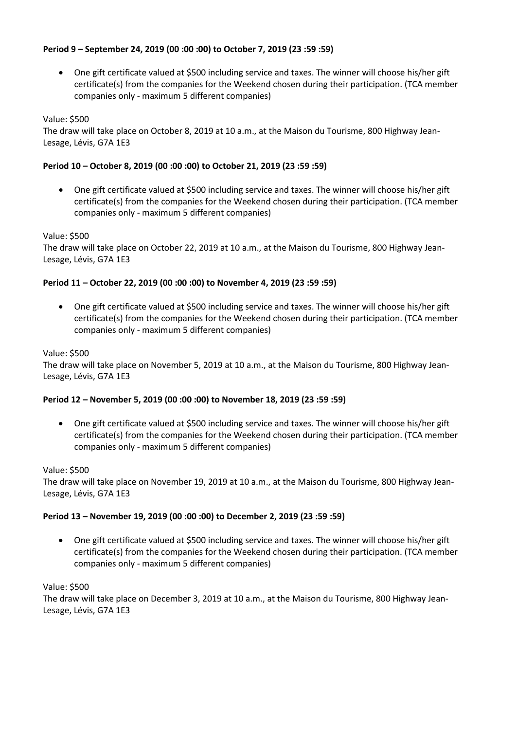**Period 9 – September 24, 2019 (00 :00 :00) to October 7, 2019 (23 :59 :59)**

- One gift certificate valued at $500 including service and taxes. The winner will choose his/her gift certificate(s) from the companies for the Weekend chosen during their participation. (TCA member companies only - maximum 5 different companies)

Value: $500
The draw will take place on October 8, 2019 at 10 a.m., at the Maison du Tourisme, 800 Highway Jean-Lesage, Lévis, G7A 1E3

**Period 10 – October 8, 2019 (00 :00 :00) to October 21, 2019 (23 :59 :59)**

- One gift certificate valued at $500 including service and taxes. The winner will choose his/her gift certificate(s) from the companies for the Weekend chosen during their participation. (TCA member companies only - maximum 5 different companies)

Value: $500
The draw will take place on October 22, 2019 at 10 a.m., at the Maison du Tourisme, 800 Highway Jean-Lesage, Lévis, G7A 1E3

**Period 11 – October 22, 2019 (00 :00 :00) to November 4, 2019 (23 :59 :59)**

- One gift certificate valued at $500 including service and taxes. The winner will choose his/her gift certificate(s) from the companies for the Weekend chosen during their participation. (TCA member companies only - maximum 5 different companies)

Value: $500
The draw will take place on November 5, 2019 at 10 a.m., at the Maison du Tourisme, 800 Highway Jean-Lesage, Lévis, G7A 1E3

**Period 12 – November 5, 2019 (00 :00 :00) to November 18, 2019 (23 :59 :59)**

- One gift certificate valued at $500 including service and taxes. The winner will choose his/her gift certificate(s) from the companies for the Weekend chosen during their participation. (TCA member companies only - maximum 5 different companies)

Value: $500
The draw will take place on November 19, 2019 at 10 a.m., at the Maison du Tourisme, 800 Highway Jean-Lesage, Lévis, G7A 1E3

**Period 13 – November 19, 2019 (00 :00 :00) to December 2, 2019 (23 :59 :59)**

- One gift certificate valued at $500 including service and taxes. The winner will choose his/her gift certificate(s) from the companies for the Weekend chosen during their participation. (TCA member companies only - maximum 5 different companies)

Value: $500
The draw will take place on December 3, 2019 at 10 a.m., at the Maison du Tourisme, 800 Highway Jean-Lesage, Lévis, G7A 1E3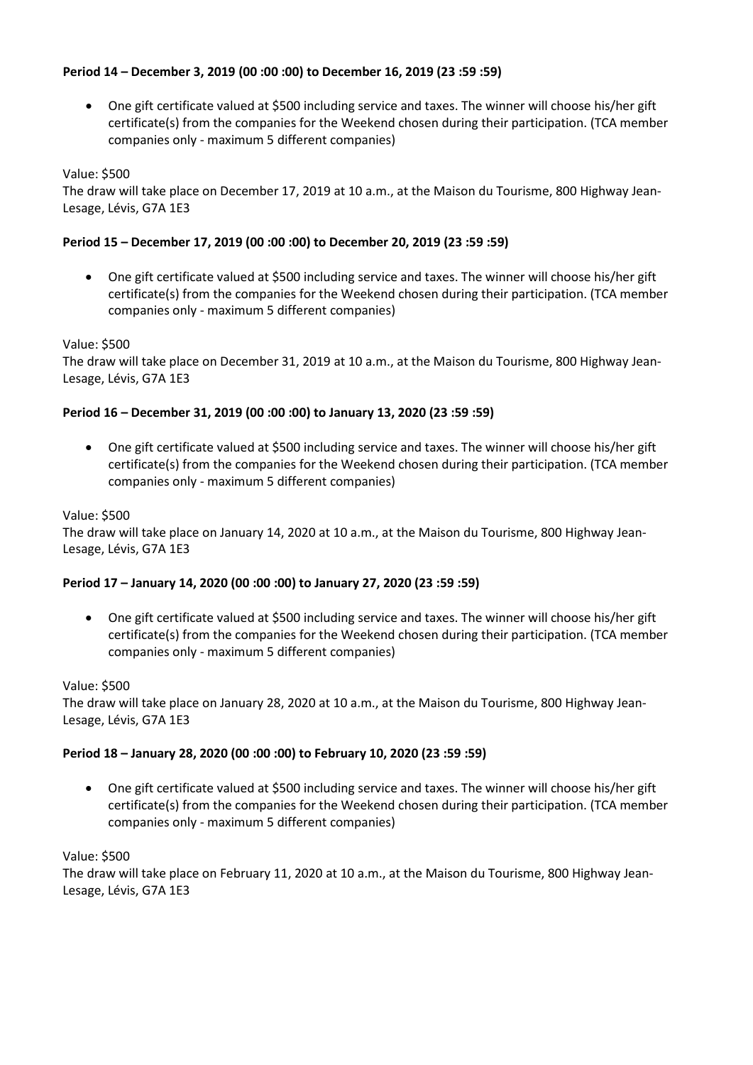**Period 14 – December 3, 2019 (00 :00 :00) to December 16, 2019 (23 :59 :59)**

- One gift certificate valued at $500 including service and taxes. The winner will choose his/her gift certificate(s) from the companies for the Weekend chosen during their participation. (TCA member companies only - maximum 5 different companies)

Value: $500
The draw will take place on December 17, 2019 at 10 a.m., at the Maison du Tourisme, 800 Highway Jean-Lesage, Lévis, G7A 1E3

**Period 15 – December 17, 2019 (00 :00 :00) to December 20, 2019 (23 :59 :59)**

- One gift certificate valued at $500 including service and taxes. The winner will choose his/her gift certificate(s) from the companies for the Weekend chosen during their participation. (TCA member companies only - maximum 5 different companies)

Value: $500
The draw will take place on December 31, 2019 at 10 a.m., at the Maison du Tourisme, 800 Highway Jean-Lesage, Lévis, G7A 1E3

**Period 16 – December 31, 2019 (00 :00 :00) to January 13, 2020 (23 :59 :59)**

- One gift certificate valued at $500 including service and taxes. The winner will choose his/her gift certificate(s) from the companies for the Weekend chosen during their participation. (TCA member companies only - maximum 5 different companies)

Value: $500
The draw will take place on January 14, 2020 at 10 a.m., at the Maison du Tourisme, 800 Highway Jean-Lesage, Lévis, G7A 1E3

**Period 17 – January 14, 2020 (00 :00 :00) to January 27, 2020 (23 :59 :59)**

- One gift certificate valued at $500 including service and taxes. The winner will choose his/her gift certificate(s) from the companies for the Weekend chosen during their participation. (TCA member companies only - maximum 5 different companies)

Value: $500
The draw will take place on January 28, 2020 at 10 a.m., at the Maison du Tourisme, 800 Highway Jean-Lesage, Lévis, G7A 1E3

**Period 18 – January 28, 2020 (00 :00 :00) to February 10, 2020 (23 :59 :59)**

- One gift certificate valued at $500 including service and taxes. The winner will choose his/her gift certificate(s) from the companies for the Weekend chosen during their participation. (TCA member companies only - maximum 5 different companies)

Value: $500
The draw will take place on February 11, 2020 at 10 a.m., at the Maison du Tourisme, 800 Highway Jean-Lesage, Lévis, G7A 1E3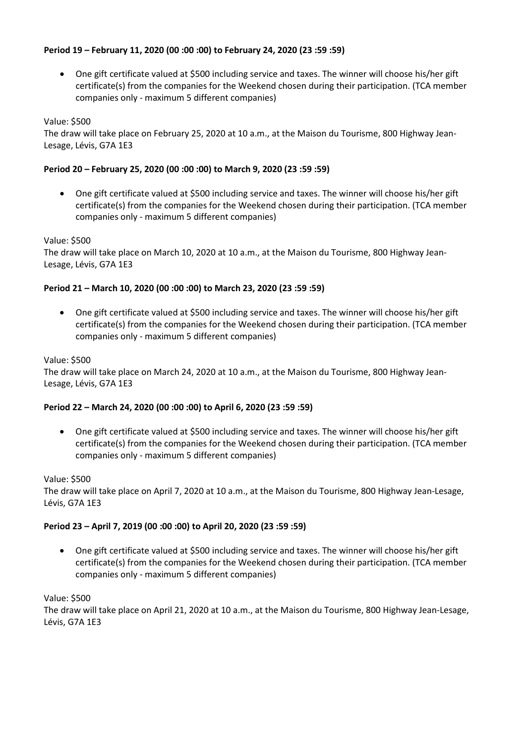**Period 19 – February 11, 2020 (00 :00 :00) to February 24, 2020 (23 :59 :59)**

- One gift certificate valued at $500 including service and taxes. The winner will choose his/her gift certificate(s) from the companies for the Weekend chosen during their participation. (TCA member companies only - maximum 5 different companies)

Value: $500
The draw will take place on February 25, 2020 at 10 a.m., at the Maison du Tourisme, 800 Highway Jean-Lesage, Lévis, G7A 1E3

**Period 20 – February 25, 2020 (00 :00 :00) to March 9, 2020 (23 :59 :59)**

- One gift certificate valued at $500 including service and taxes. The winner will choose his/her gift certificate(s) from the companies for the Weekend chosen during their participation. (TCA member companies only - maximum 5 different companies)

Value: $500
The draw will take place on March 10, 2020 at 10 a.m., at the Maison du Tourisme, 800 Highway Jean-Lesage, Lévis, G7A 1E3

**Period 21 – March 10, 2020 (00 :00 :00) to March 23, 2020 (23 :59 :59)**

- One gift certificate valued at $500 including service and taxes. The winner will choose his/her gift certificate(s) from the companies for the Weekend chosen during their participation. (TCA member companies only - maximum 5 different companies)

Value: $500
The draw will take place on March 24, 2020 at 10 a.m., at the Maison du Tourisme, 800 Highway Jean-Lesage, Lévis, G7A 1E3

**Period 22 – March 24, 2020 (00 :00 :00) to April 6, 2020 (23 :59 :59)**

- One gift certificate valued at $500 including service and taxes. The winner will choose his/her gift certificate(s) from the companies for the Weekend chosen during their participation. (TCA member companies only - maximum 5 different companies)

Value: $500
The draw will take place on April 7, 2020 at 10 a.m., at the Maison du Tourisme, 800 Highway Jean-Lesage, Lévis, G7A 1E3

**Period 23 – April 7, 2019 (00 :00 :00) to April 20, 2020 (23 :59 :59)**

- One gift certificate valued at $500 including service and taxes. The winner will choose his/her gift certificate(s) from the companies for the Weekend chosen during their participation. (TCA member companies only - maximum 5 different companies)

Value: $500
The draw will take place on April 21, 2020 at 10 a.m., at the Maison du Tourisme, 800 Highway Jean-Lesage, Lévis, G7A 1E3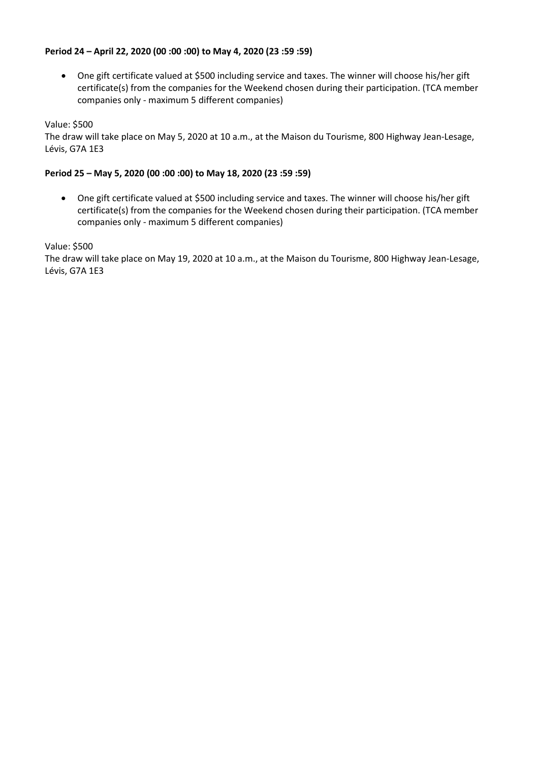**Period 24 – April 22, 2020 (00 :00 :00) to May 4, 2020 (23 :59 :59)**

- One gift certificate valued at $500 including service and taxes. The winner will choose his/her gift certificate(s) from the companies for the Weekend chosen during their participation. (TCA member companies only - maximum 5 different companies)

Value: $500
The draw will take place on May 5, 2020 at 10 a.m., at the Maison du Tourisme, 800 Highway Jean-Lesage, Lévis, G7A 1E3

**Period 25 – May 5, 2020 (00 :00 :00) to May 18, 2020 (23 :59 :59)**

- One gift certificate valued at $500 including service and taxes. The winner will choose his/her gift certificate(s) from the companies for the Weekend chosen during their participation. (TCA member companies only - maximum 5 different companies)

Value: $500
The draw will take place on May 19, 2020 at 10 a.m., at the Maison du Tourisme, 800 Highway Jean-Lesage, Lévis, G7A 1E3